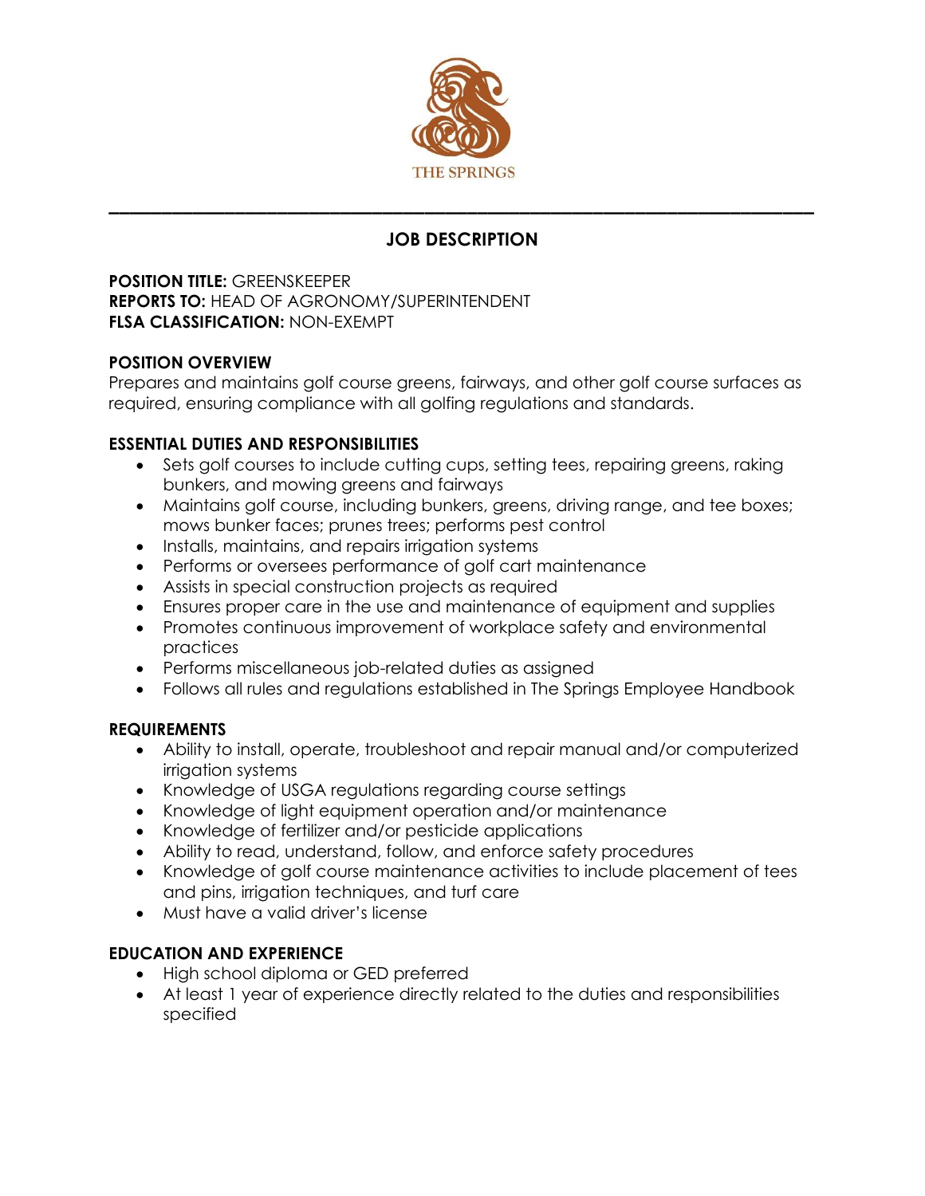THE SPRINGS

# JOB DESCRIPTION

**POSITION TITLE:** GREENSKEEPER
**REPORTS TO:** HEAD OF AGRONOMY/SUPERINTENDENT
**FLSA CLASSIFICATION:** NON-EXEMPT

## POSITION OVERVIEW

Prepares and maintains golf course greens, fairways, and other golf course surfaces as required, ensuring compliance with all golfing regulations and standards.

## ESSENTIAL DUTIES AND RESPONSIBILITIES

- Sets golf courses to include cutting cups, setting tees, repairing greens, raking bunkers, and mowing greens and fairways
- Maintains golf course, including bunkers, greens, driving range, and tee boxes; mows bunker faces; prunes trees; performs pest control
- Installs, maintains, and repairs irrigation systems
- Performs or oversees performance of golf cart maintenance
- Assists in special construction projects as required
- Ensures proper care in the use and maintenance of equipment and supplies
- Promotes continuous improvement of workplace safety and environmental practices
- Performs miscellaneous job-related duties as assigned
- Follows all rules and regulations established in The Springs Employee Handbook

## REQUIREMENTS

- Ability to install, operate, troubleshoot and repair manual and/or computerized irrigation systems
- Knowledge of USGA regulations regarding course settings
- Knowledge of light equipment operation and/or maintenance
- Knowledge of fertilizer and/or pesticide applications
- Ability to read, understand, follow, and enforce safety procedures
- Knowledge of golf course maintenance activities to include placement of tees and pins, irrigation techniques, and turf care
- Must have a valid driver's license

## EDUCATION AND EXPERIENCE

- High school diploma or GED preferred
- At least 1 year of experience directly related to the duties and responsibilities specified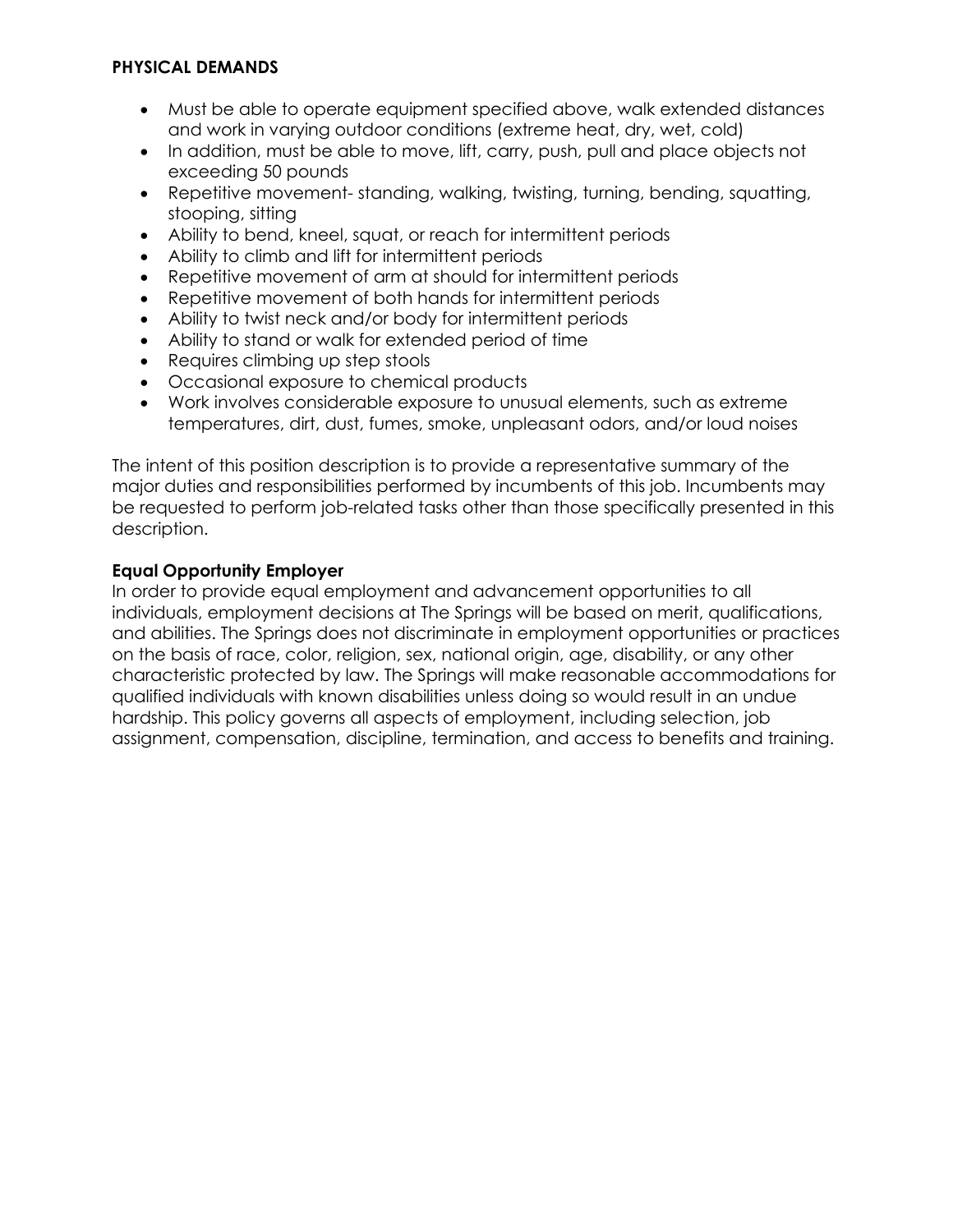**PHYSICAL DEMANDS**

- Must be able to operate equipment specified above, walk extended distances and work in varying outdoor conditions (extreme heat, dry, wet, cold)
- In addition, must be able to move, lift, carry, push, pull and place objects not exceeding 50 pounds
- Repetitive movement- standing, walking, twisting, turning, bending, squatting, stooping, sitting
- Ability to bend, kneel, squat, or reach for intermittent periods
- Ability to climb and lift for intermittent periods
- Repetitive movement of arm at should for intermittent periods
- Repetitive movement of both hands for intermittent periods
- Ability to twist neck and/or body for intermittent periods
- Ability to stand or walk for extended period of time
- Requires climbing up step stools
- Occasional exposure to chemical products
- Work involves considerable exposure to unusual elements, such as extreme temperatures, dirt, dust, fumes, smoke, unpleasant odors, and/or loud noises

The intent of this position description is to provide a representative summary of the major duties and responsibilities performed by incumbents of this job. Incumbents may be requested to perform job-related tasks other than those specifically presented in this description.

**Equal Opportunity Employer**

In order to provide equal employment and advancement opportunities to all individuals, employment decisions at The Springs will be based on merit, qualifications, and abilities. The Springs does not discriminate in employment opportunities or practices on the basis of race, color, religion, sex, national origin, age, disability, or any other characteristic protected by law. The Springs will make reasonable accommodations for qualified individuals with known disabilities unless doing so would result in an undue hardship. This policy governs all aspects of employment, including selection, job assignment, compensation, discipline, termination, and access to benefits and training.